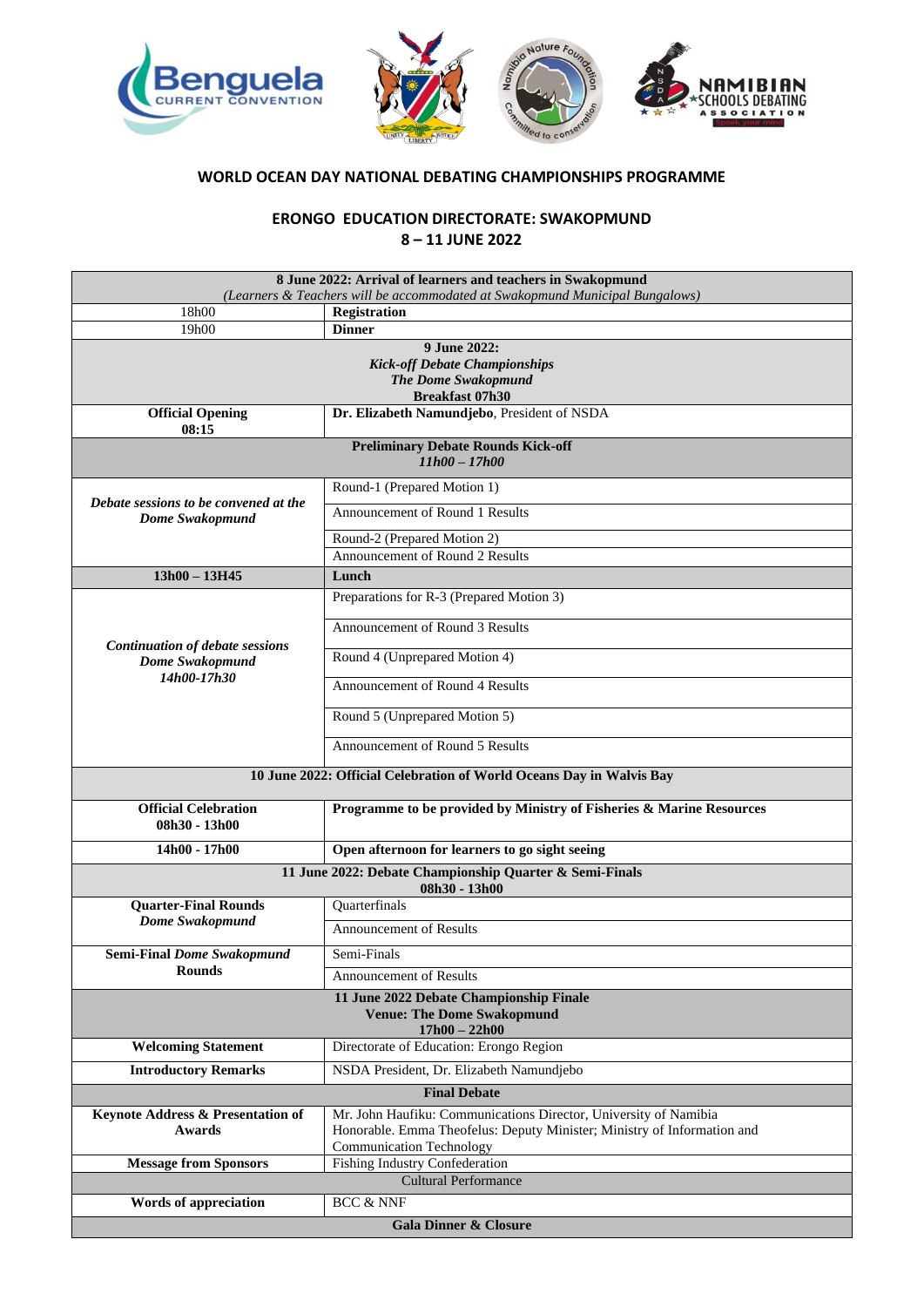## WORLD OCEAN DAY NATIONAL DEBATING CHAMPIONSHIPS PROGRAMME

### ERONGO EDUCATION DIRECTORATE: SWAKOPMUND
### 8 – 11 JUNE 2022

| **8 June 2022: Arrival of learners and teachers in Swakopmund** *(Learners & Teachers will be accommodated at Swakopmund Municipal Bungalows)* | |
|---|---|
| 18h00 | **Registration** |
| 19h00 | **Dinner** |
| **9 June 2022:** ***Kick-off Debate Championships*** ***The Dome Swakopmund*** **Breakfast 07h30** | |
| **Official Opening 08:15** | **Dr. Elizabeth Namundjebo**, President of NSDA |
| **Preliminary Debate Rounds Kick-off** ***11h00 – 17h00*** | |
| ***Debate sessions to be convened at the Dome Swakopmund*** | Round-1 (Prepared Motion 1) |
| | Announcement of Round 1 Results |
| | Round-2 (Prepared Motion 2) |
| | Announcement of Round 2 Results |
| **13h00 – 13H45** | **Lunch** |
| ***Continuation of debate sessions Dome Swakopmund 14h00-17h30*** | Preparations for R-3 (Prepared Motion 3) |
| | Announcement of Round 3 Results |
| | Round 4 (Unprepared Motion 4) |
| | Announcement of Round 4 Results |
| | Round 5 (Unprepared Motion 5) |
| | Announcement of Round 5 Results |
| **10 June 2022: Official Celebration of World Oceans Day in Walvis Bay** | |
| **Official Celebration 08h30 - 13h00** | **Programme to be provided by Ministry of Fisheries & Marine Resources** |
| **14h00 - 17h00** | **Open afternoon for learners to go sight seeing** |
| **11 June 2022: Debate Championship Quarter & Semi-Finals 08h30 - 13h00** | |
| **Quarter-Final Rounds** ***Dome Swakopmund*** | Quarterfinals |
| | Announcement of Results |
| **Semi-Final** ***Dome Swakopmund*** **Rounds** | Semi-Finals |
| | Announcement of Results |
| **11 June 2022 Debate Championship Finale** **Venue: The Dome Swakopmund** **17h00 – 22h00** | |
| **Welcoming Statement** | Directorate of Education: Erongo Region |
| **Introductory Remarks** | NSDA President, Dr. Elizabeth Namundjebo |
| **Final Debate** | |
| **Keynote Address & Presentation of Awards** | Mr. John Haufiku: Communications Director, University of Namibia<br>Honorable. Emma Theofelus: Deputy Minister; Ministry of Information and Communication Technology |
| **Message from Sponsors** | Fishing Industry Confederation |
| Cultural Performance | |
| **Words of appreciation** | BCC & NNF |
| **Gala Dinner & Closure** | |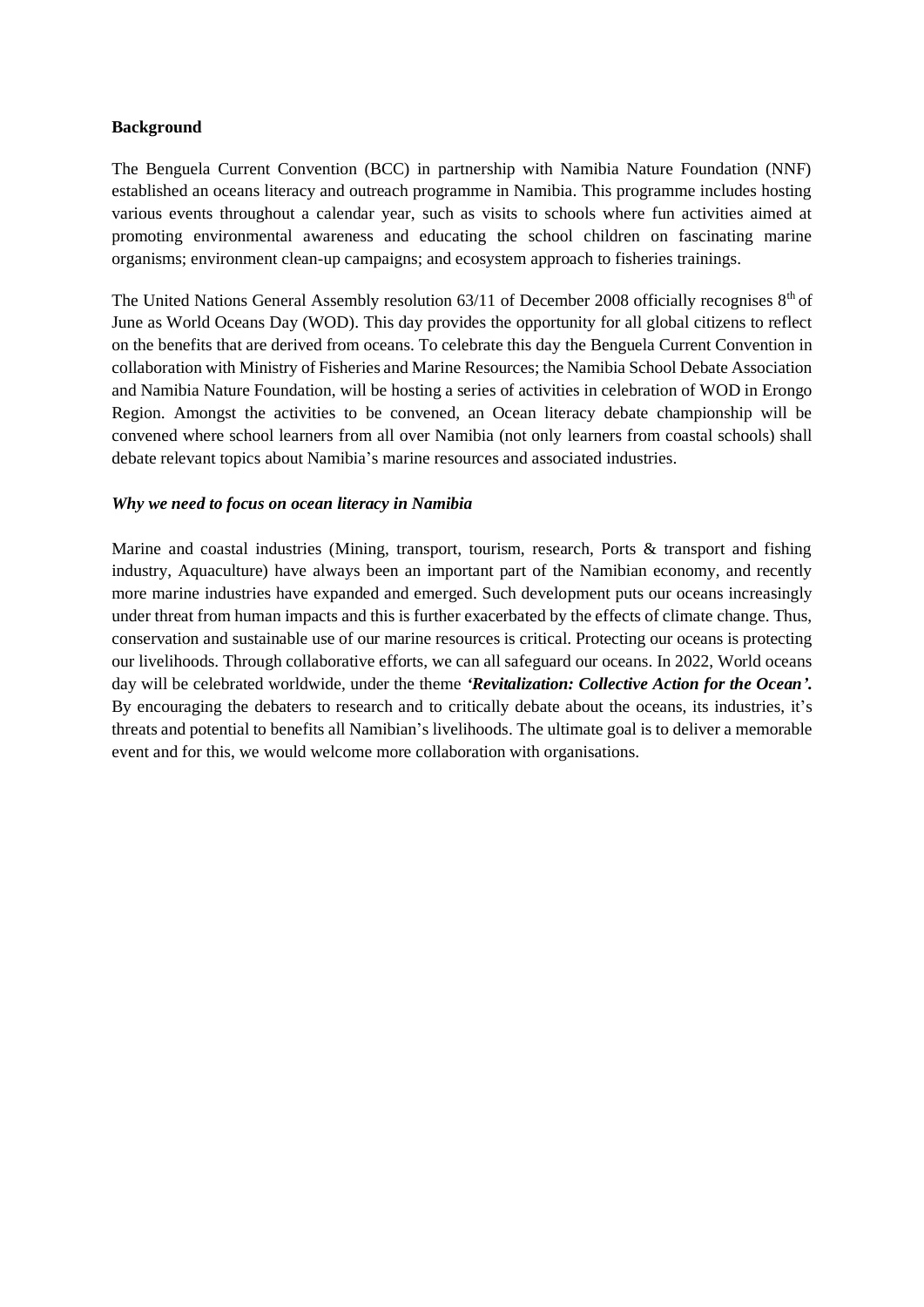**Background**

The Benguela Current Convention (BCC) in partnership with Namibia Nature Foundation (NNF) established an oceans literacy and outreach programme in Namibia. This programme includes hosting various events throughout a calendar year, such as visits to schools where fun activities aimed at promoting environmental awareness and educating the school children on fascinating marine organisms; environment clean-up campaigns; and ecosystem approach to fisheries trainings.

The United Nations General Assembly resolution 63/11 of December 2008 officially recognises 8th of June as World Oceans Day (WOD). This day provides the opportunity for all global citizens to reflect on the benefits that are derived from oceans. To celebrate this day the Benguela Current Convention in collaboration with Ministry of Fisheries and Marine Resources; the Namibia School Debate Association and Namibia Nature Foundation, will be hosting a series of activities in celebration of WOD in Erongo Region. Amongst the activities to be convened, an Ocean literacy debate championship will be convened where school learners from all over Namibia (not only learners from coastal schools) shall debate relevant topics about Namibia's marine resources and associated industries.

***Why we need to focus on ocean literacy in Namibia***

Marine and coastal industries (Mining, transport, tourism, research, Ports & transport and fishing industry, Aquaculture) have always been an important part of the Namibian economy, and recently more marine industries have expanded and emerged. Such development puts our oceans increasingly under threat from human impacts and this is further exacerbated by the effects of climate change. Thus, conservation and sustainable use of our marine resources is critical. Protecting our oceans is protecting our livelihoods. Through collaborative efforts, we can all safeguard our oceans. In 2022, World oceans day will be celebrated worldwide, under the theme ***'Revitalization: Collective Action for the Ocean'.*** By encouraging the debaters to research and to critically debate about the oceans, its industries, it's threats and potential to benefits all Namibian's livelihoods. The ultimate goal is to deliver a memorable event and for this, we would welcome more collaboration with organisations.